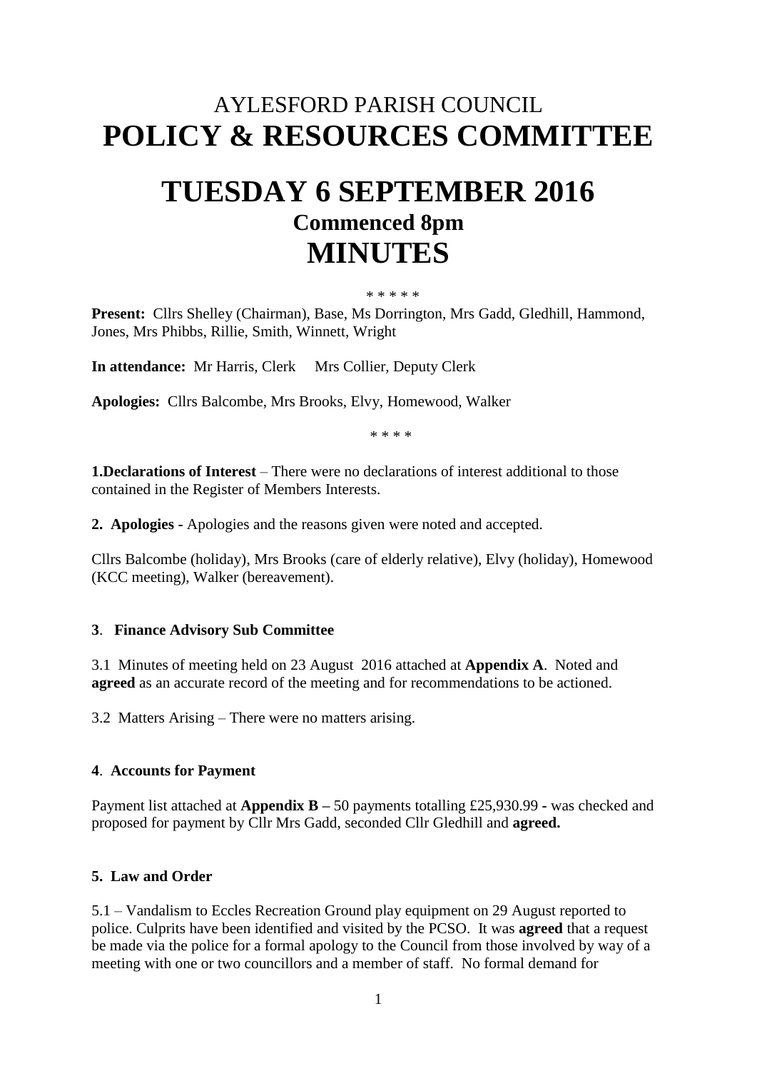AYLESFORD PARISH COUNCIL
# POLICY & RESOURCES COMMITTEE

# TUESDAY 6 SEPTEMBER 2016
## Commenced 8pm
# MINUTES

\* \* \* \* \*

**Present:** Cllrs Shelley (Chairman), Base, Ms Dorrington, Mrs Gadd, Gledhill, Hammond, Jones, Mrs Phibbs, Rillie, Smith, Winnett, Wright

**In attendance:** Mr Harris, Clerk Mrs Collier, Deputy Clerk

**Apologies:** Cllrs Balcombe, Mrs Brooks, Elvy, Homewood, Walker

\* \* \* \*

**1.Declarations of Interest** – There were no declarations of interest additional to those contained in the Register of Members Interests.

**2. Apologies -** Apologies and the reasons given were noted and accepted.

Cllrs Balcombe (holiday), Mrs Brooks (care of elderly relative), Elvy (holiday), Homewood (KCC meeting), Walker (bereavement).

**3**. **Finance Advisory Sub Committee**

3.1 Minutes of meeting held on 23 August 2016 attached at **Appendix A**. Noted and **agreed** as an accurate record of the meeting and for recommendations to be actioned.

3.2 Matters Arising – There were no matters arising.

**4**. **Accounts for Payment**

Payment list attached at **Appendix B –** 50 payments totalling £25,930.99 **-** was checked and proposed for payment by Cllr Mrs Gadd, seconded Cllr Gledhill and **agreed.**

**5. Law and Order**

5.1 – Vandalism to Eccles Recreation Ground play equipment on 29 August reported to police. Culprits have been identified and visited by the PCSO. It was **agreed** that a request be made via the police for a formal apology to the Council from those involved by way of a meeting with one or two councillors and a member of staff. No formal demand for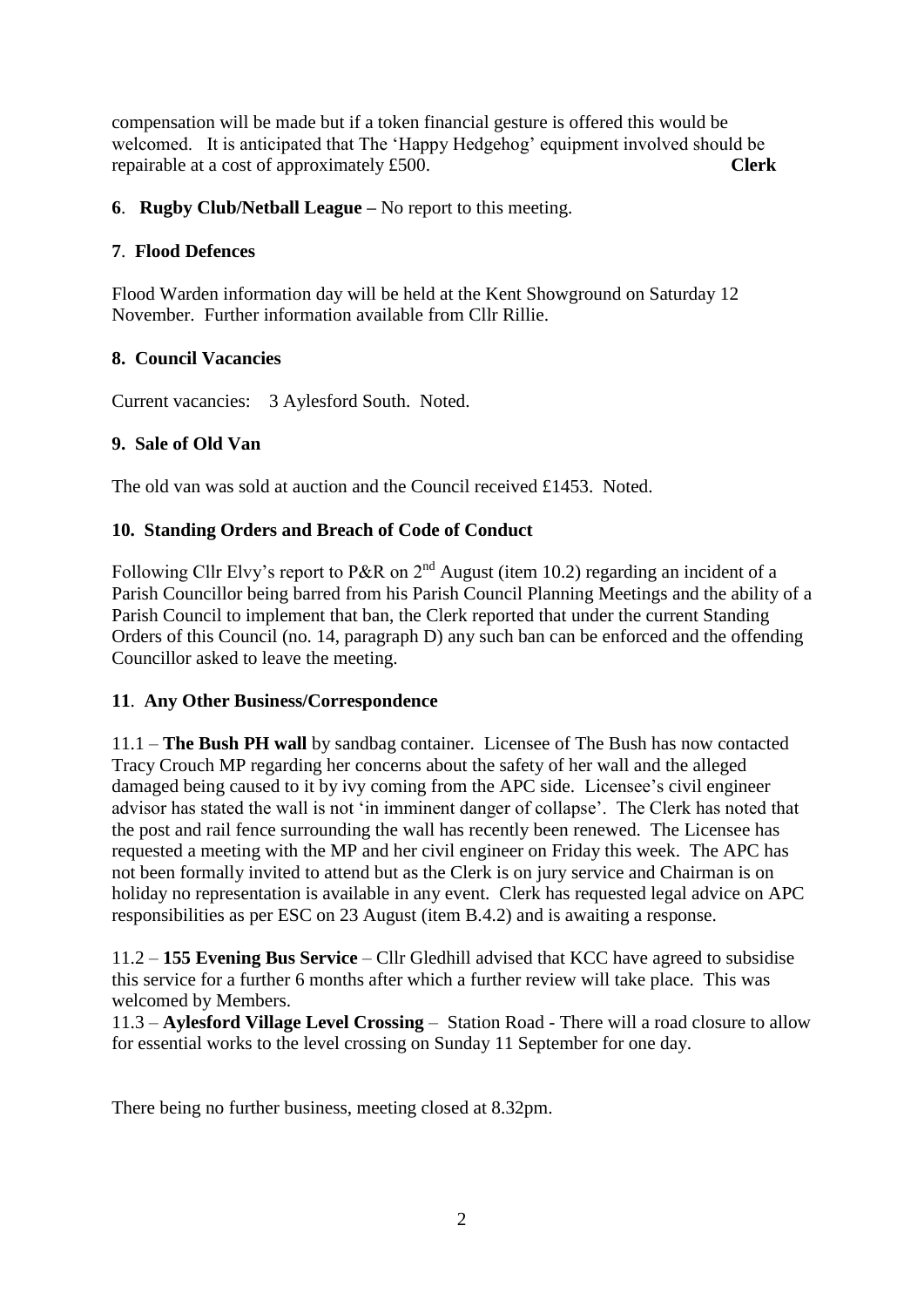compensation will be made but if a token financial gesture is offered this would be welcomed. It is anticipated that The 'Happy Hedgehog' equipment involved should be repairable at a cost of approximately £500. **Clerk**

**6**. **Rugby Club/Netball League –** No report to this meeting.

**7**. **Flood Defences**

Flood Warden information day will be held at the Kent Showground on Saturday 12 November. Further information available from Cllr Rillie.

**8. Council Vacancies**

Current vacancies: 3 Aylesford South. Noted.

**9. Sale of Old Van**

The old van was sold at auction and the Council received £1453. Noted.

**10. Standing Orders and Breach of Code of Conduct**

Following Cllr Elvy's report to P&R on 2nd August (item 10.2) regarding an incident of a Parish Councillor being barred from his Parish Council Planning Meetings and the ability of a Parish Council to implement that ban, the Clerk reported that under the current Standing Orders of this Council (no. 14, paragraph D) any such ban can be enforced and the offending Councillor asked to leave the meeting.

**11**. **Any Other Business/Correspondence**

11.1 – **The Bush PH wall** by sandbag container. Licensee of The Bush has now contacted Tracy Crouch MP regarding her concerns about the safety of her wall and the alleged damaged being caused to it by ivy coming from the APC side. Licensee's civil engineer advisor has stated the wall is not 'in imminent danger of collapse'. The Clerk has noted that the post and rail fence surrounding the wall has recently been renewed. The Licensee has requested a meeting with the MP and her civil engineer on Friday this week. The APC has not been formally invited to attend but as the Clerk is on jury service and Chairman is on holiday no representation is available in any event. Clerk has requested legal advice on APC responsibilities as per ESC on 23 August (item B.4.2) and is awaiting a response.

11.2 – **155 Evening Bus Service** – Cllr Gledhill advised that KCC have agreed to subsidise this service for a further 6 months after which a further review will take place. This was welcomed by Members.

11.3 – **Aylesford Village Level Crossing** – Station Road - There will a road closure to allow for essential works to the level crossing on Sunday 11 September for one day.

There being no further business, meeting closed at 8.32pm.